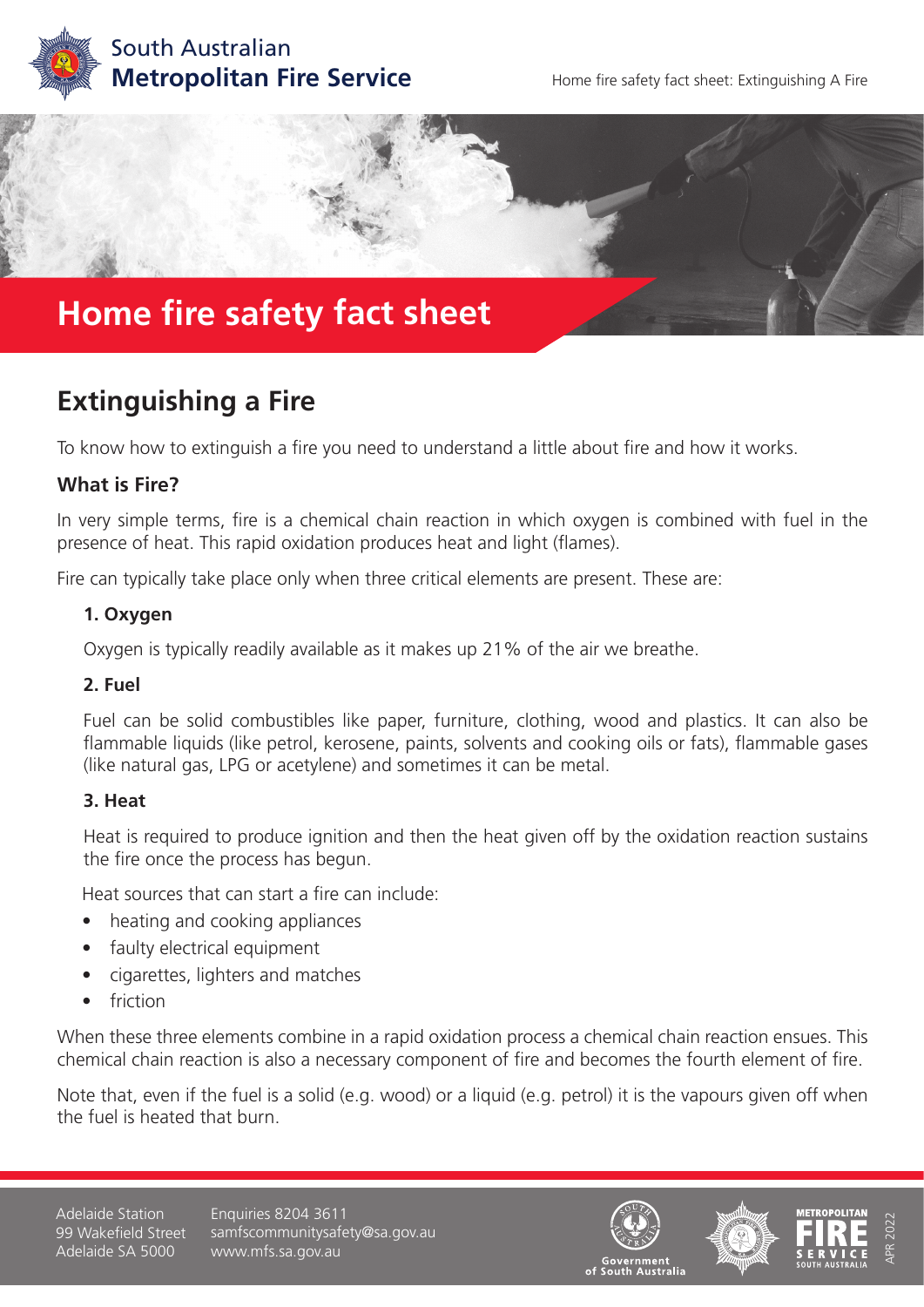# Home fire safety fact sheet

## Extinguishing a Fire

To know how to extinguish a fire you need to understand a little about fire and how it works.

### What is Fire?

In very simple terms, fire is a chemical chain reaction in which oxygen is combined with fuel in the presence of heat. This rapid oxidation produces heat and light (flames).

Fire can typically take place only when three critical elements are present. These are:

**1. Oxygen**

Oxygen is typically readily available as it makes up 21% of the air we breathe.

**2. Fuel**

Fuel can be solid combustibles like paper, furniture, clothing, wood and plastics. It can also be flammable liquids (like petrol, kerosene, paints, solvents and cooking oils or fats), flammable gases (like natural gas, LPG or acetylene) and sometimes it can be metal.

**3. Heat**

Heat is required to produce ignition and then the heat given off by the oxidation reaction sustains the fire once the process has begun.

Heat sources that can start a fire can include:

- heating and cooking appliances
- faulty electrical equipment
- cigarettes, lighters and matches
- friction

When these three elements combine in a rapid oxidation process a chemical chain reaction ensues. This chemical chain reaction is also a necessary component of fire and becomes the fourth element of fire.

Note that, even if the fuel is a solid (e.g. wood) or a liquid (e.g. petrol) it is the vapours given off when the fuel is heated that burn.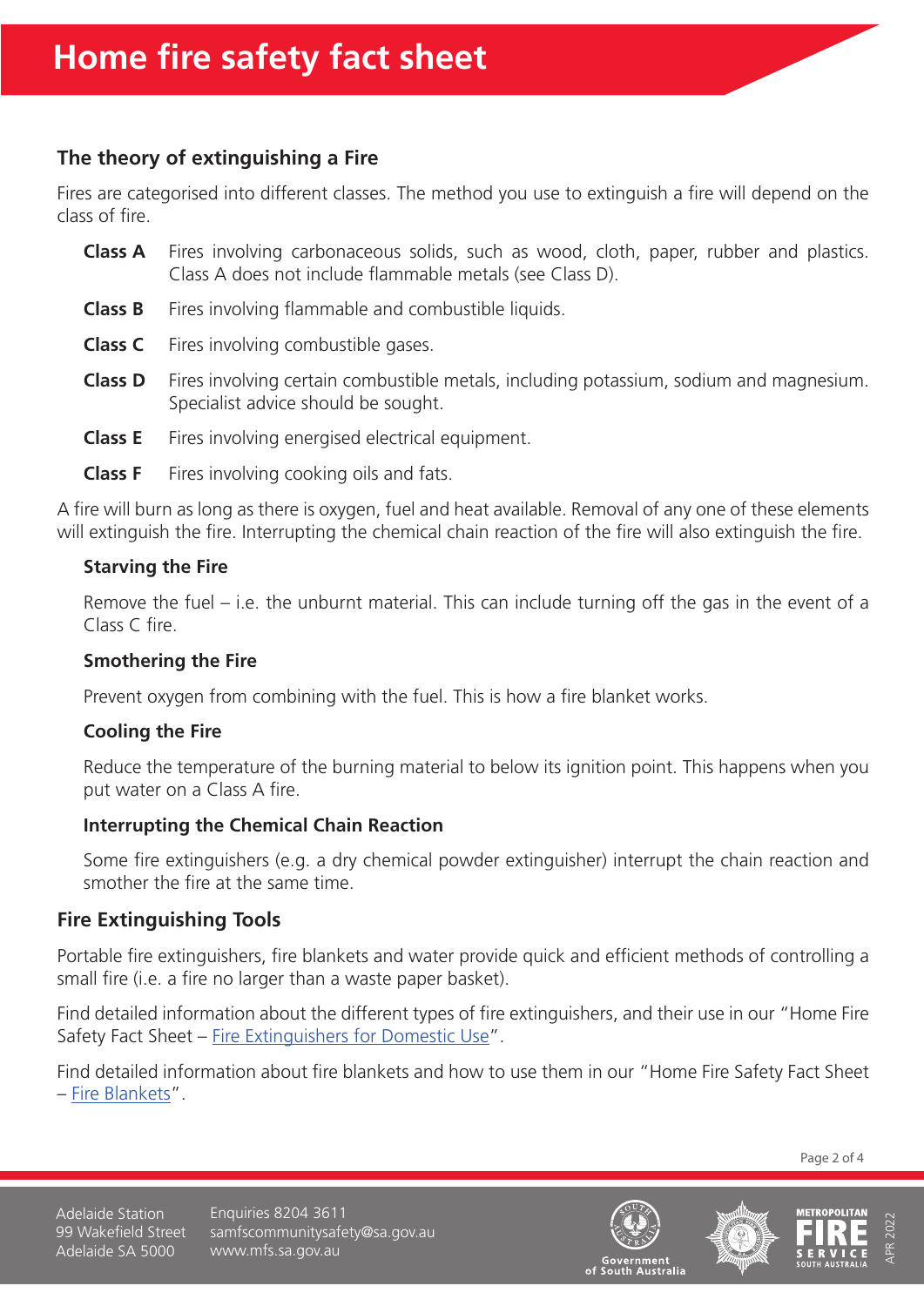# Home fire safety fact sheet

## The theory of extinguishing a Fire

Fires are categorised into different classes. The method you use to extinguish a fire will depend on the class of fire.

**Class A** Fires involving carbonaceous solids, such as wood, cloth, paper, rubber and plastics. Class A does not include flammable metals (see Class D).

**Class B** Fires involving flammable and combustible liquids.

**Class C** Fires involving combustible gases.

**Class D** Fires involving certain combustible metals, including potassium, sodium and magnesium. Specialist advice should be sought.

**Class E** Fires involving energised electrical equipment.

**Class F** Fires involving cooking oils and fats.

A fire will burn as long as there is oxygen, fuel and heat available. Removal of any one of these elements will extinguish the fire. Interrupting the chemical chain reaction of the fire will also extinguish the fire.

### Starving the Fire

Remove the fuel – i.e. the unburnt material. This can include turning off the gas in the event of a Class C fire.

### Smothering the Fire

Prevent oxygen from combining with the fuel. This is how a fire blanket works.

### Cooling the Fire

Reduce the temperature of the burning material to below its ignition point. This happens when you put water on a Class A fire.

### Interrupting the Chemical Chain Reaction

Some fire extinguishers (e.g. a dry chemical powder extinguisher) interrupt the chain reaction and smother the fire at the same time.

## Fire Extinguishing Tools

Portable fire extinguishers, fire blankets and water provide quick and efficient methods of controlling a small fire (i.e. a fire no larger than a waste paper basket).

Find detailed information about the different types of fire extinguishers, and their use in our "Home Fire Safety Fact Sheet – Fire Extinguishers for Domestic Use".

Find detailed information about fire blankets and how to use them in our "Home Fire Safety Fact Sheet – Fire Blankets".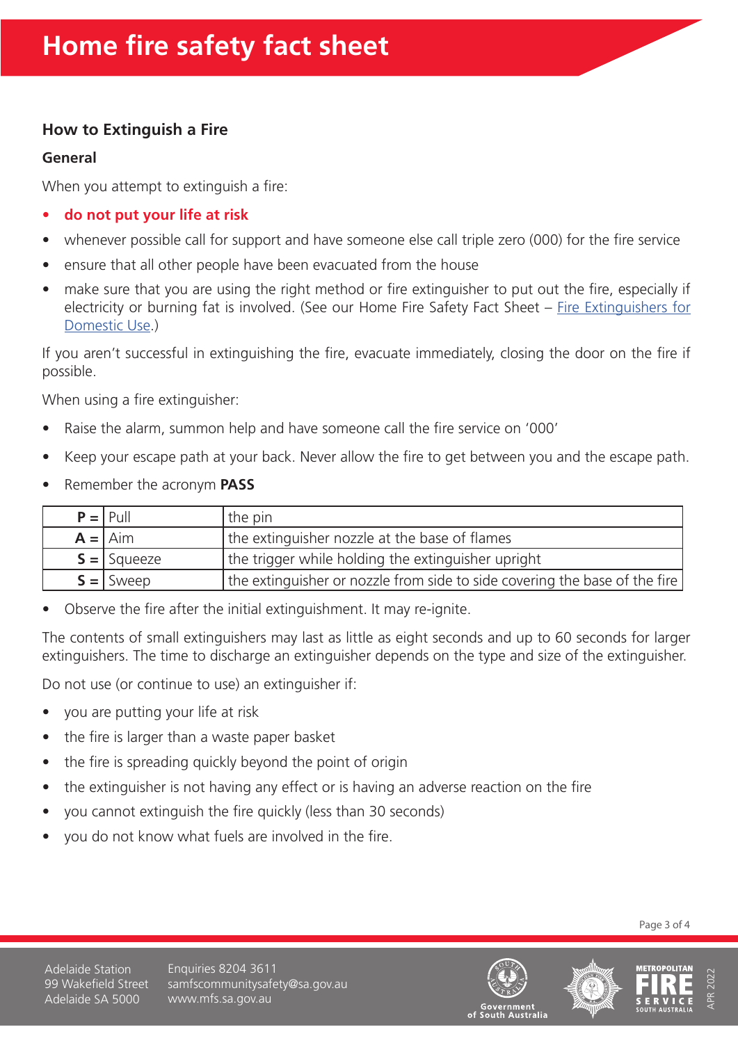# Home fire safety fact sheet

## How to Extinguish a Fire

### General

When you attempt to extinguish a fire:

- **do not put your life at risk**
- whenever possible call for support and have someone else call triple zero (000) for the fire service
- ensure that all other people have been evacuated from the house
- make sure that you are using the right method or fire extinguisher to put out the fire, especially if electricity or burning fat is involved. (See our Home Fire Safety Fact Sheet – Fire Extinguishers for Domestic Use.)

If you aren't successful in extinguishing the fire, evacuate immediately, closing the door on the fire if possible.

When using a fire extinguisher:

- Raise the alarm, summon help and have someone call the fire service on '000'
- Keep your escape path at your back. Never allow the fire to get between you and the escape path.
- Remember the acronym **PASS**

| | | |
|---|---|---|
| **P =** | Pull | the pin |
| **A =** | Aim | the extinguisher nozzle at the base of flames |
| **S =** | Squeeze | the trigger while holding the extinguisher upright |
| **S =** | Sweep | the extinguisher or nozzle from side to side covering the base of the fire |

- Observe the fire after the initial extinguishment. It may re-ignite.

The contents of small extinguishers may last as little as eight seconds and up to 60 seconds for larger extinguishers. The time to discharge an extinguisher depends on the type and size of the extinguisher.

Do not use (or continue to use) an extinguisher if:

- you are putting your life at risk
- the fire is larger than a waste paper basket
- the fire is spreading quickly beyond the point of origin
- the extinguisher is not having any effect or is having an adverse reaction on the fire
- you cannot extinguish the fire quickly (less than 30 seconds)
- you do not know what fuels are involved in the fire.

Adelaide Station
99 Wakefield Street
Adelaide SA 5000

Enquiries 8204 3611
samfscommunitysafety@sa.gov.au
www.mfs.sa.gov.au

Government of South Australia

METROPOLITAN FIRE SERVICE SOUTH AUSTRALIA

APR 2022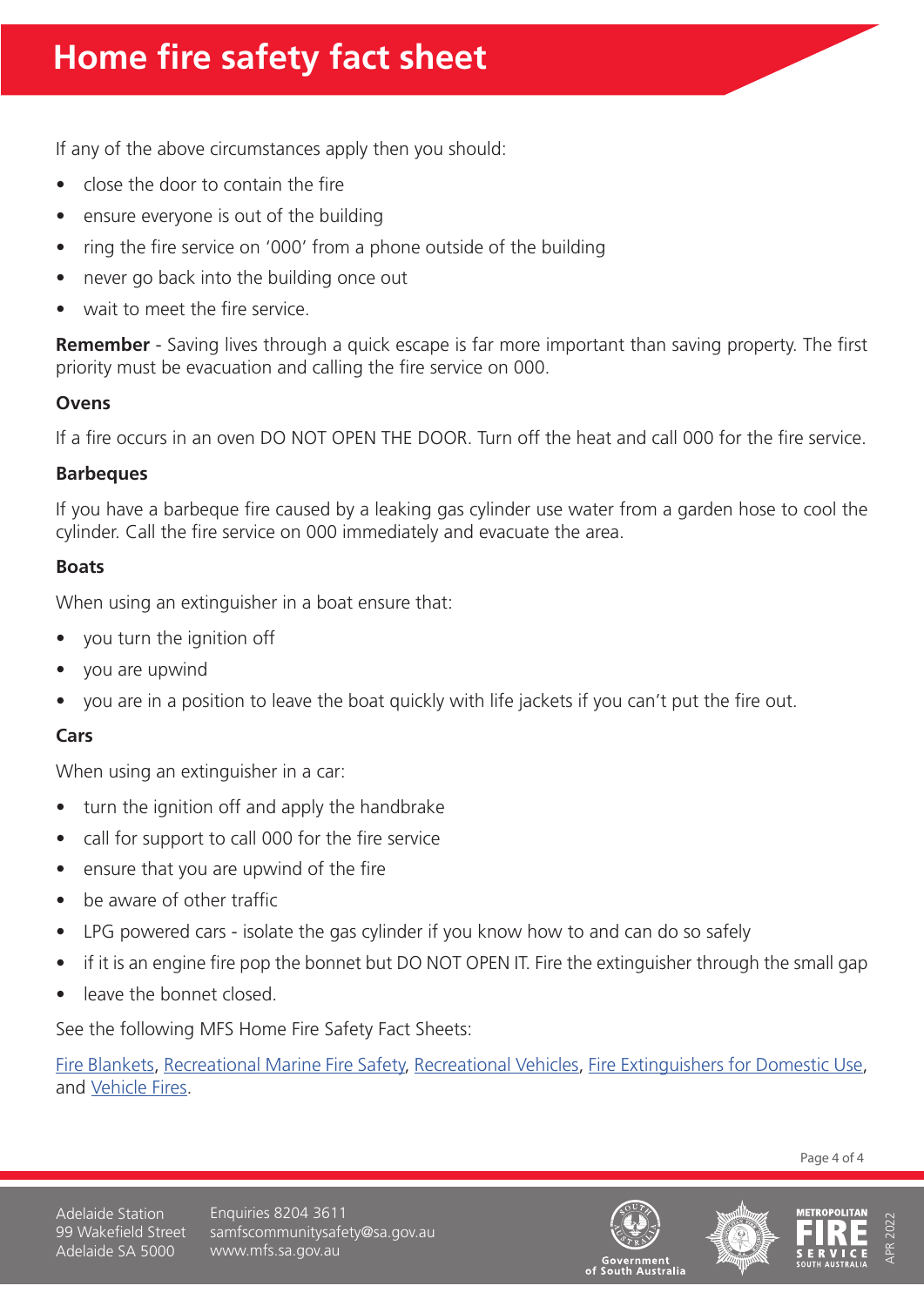If any of the above circumstances apply then you should:

- close the door to contain the fire
- ensure everyone is out of the building
- ring the fire service on '000' from a phone outside of the building
- never go back into the building once out
- wait to meet the fire service.

**Remember** - Saving lives through a quick escape is far more important than saving property. The first priority must be evacuation and calling the fire service on 000.

### Ovens

If a fire occurs in an oven DO NOT OPEN THE DOOR. Turn off the heat and call 000 for the fire service.

### Barbeques

If you have a barbeque fire caused by a leaking gas cylinder use water from a garden hose to cool the cylinder. Call the fire service on 000 immediately and evacuate the area.

### Boats

When using an extinguisher in a boat ensure that:

- you turn the ignition off
- you are upwind
- you are in a position to leave the boat quickly with life jackets if you can't put the fire out.

### Cars

When using an extinguisher in a car:

- turn the ignition off and apply the handbrake
- call for support to call 000 for the fire service
- ensure that you are upwind of the fire
- be aware of other traffic
- LPG powered cars - isolate the gas cylinder if you know how to and can do so safely
- if it is an engine fire pop the bonnet but DO NOT OPEN IT. Fire the extinguisher through the small gap
- leave the bonnet closed.

See the following MFS Home Fire Safety Fact Sheets:

Fire Blankets, Recreational Marine Fire Safety, Recreational Vehicles, Fire Extinguishers for Domestic Use, and Vehicle Fires.

Adelaide Station
99 Wakefield Street
Adelaide SA 5000

Enquiries 8204 3611
samfscommunitysafety@sa.gov.au
www.mfs.sa.gov.au

Government of South Australia

Metropolitan Fire Service South Australia

APR 2022